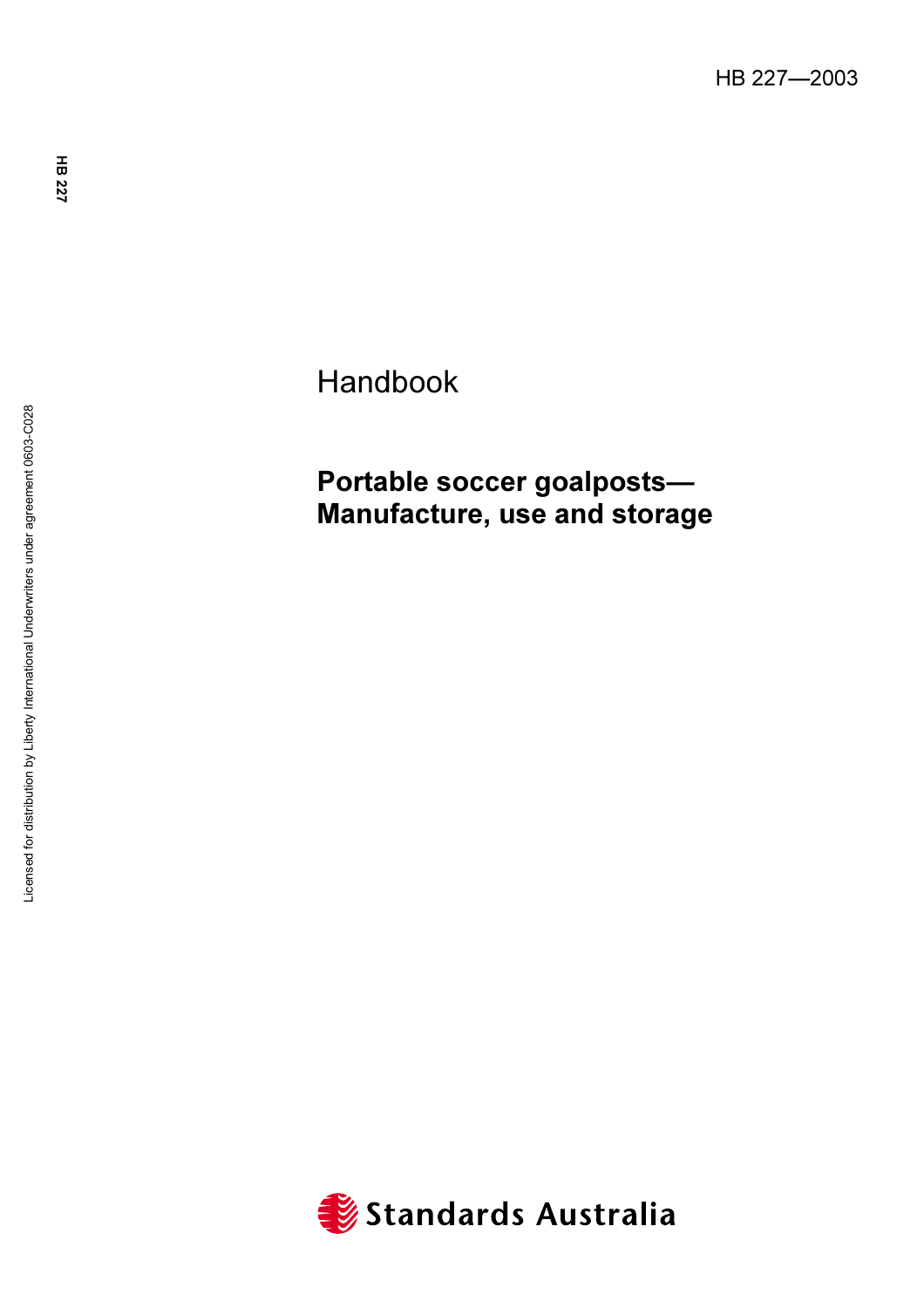HB 227—2003

Handbook

# Portable soccer goalposts—Manufacture, use and storage

Standards Australia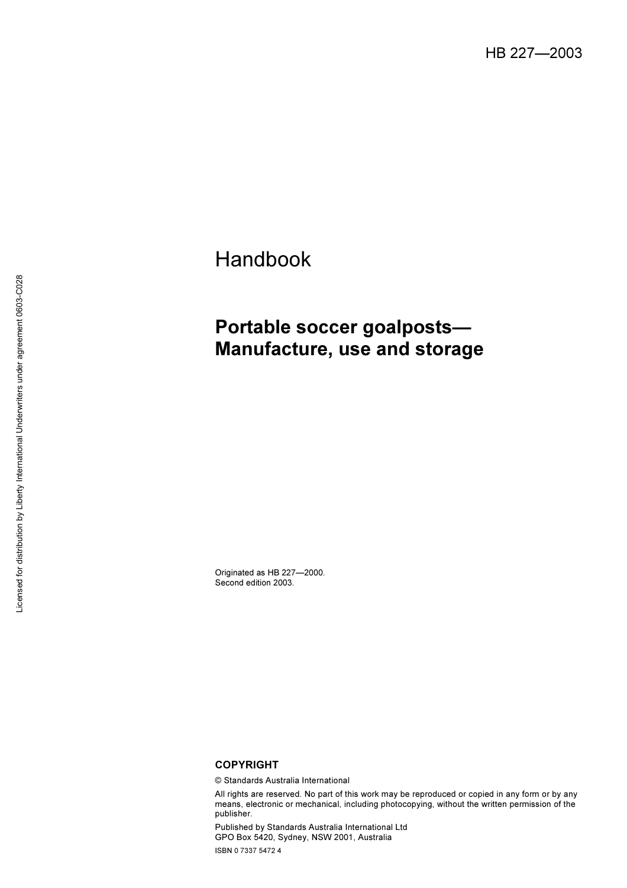HB 227—2003

# Handbook

## Portable soccer goalposts—Manufacture, use and storage

Originated as HB 227—2000.
Second edition 2003.

**COPYRIGHT**

© Standards Australia International

All rights are reserved. No part of this work may be reproduced or copied in any form or by any means, electronic or mechanical, including photocopying, without the written permission of the publisher.

Published by Standards Australia International Ltd
GPO Box 5420, Sydney, NSW 2001, Australia

ISBN 0 7337 5472 4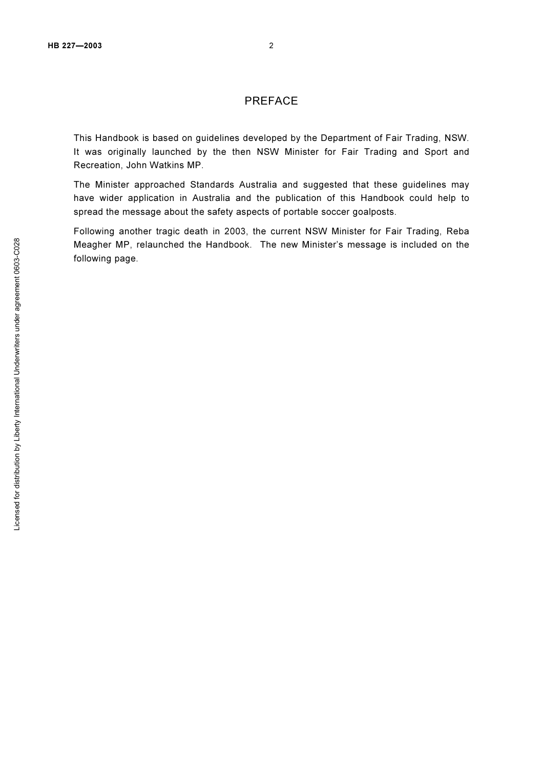# PREFACE

This Handbook is based on guidelines developed by the Department of Fair Trading, NSW. It was originally launched by the then NSW Minister for Fair Trading and Sport and Recreation, John Watkins MP.

The Minister approached Standards Australia and suggested that these guidelines may have wider application in Australia and the publication of this Handbook could help to spread the message about the safety aspects of portable soccer goalposts.

Following another tragic death in 2003, the current NSW Minister for Fair Trading, Reba Meagher MP, relaunched the Handbook. The new Minister's message is included on the following page.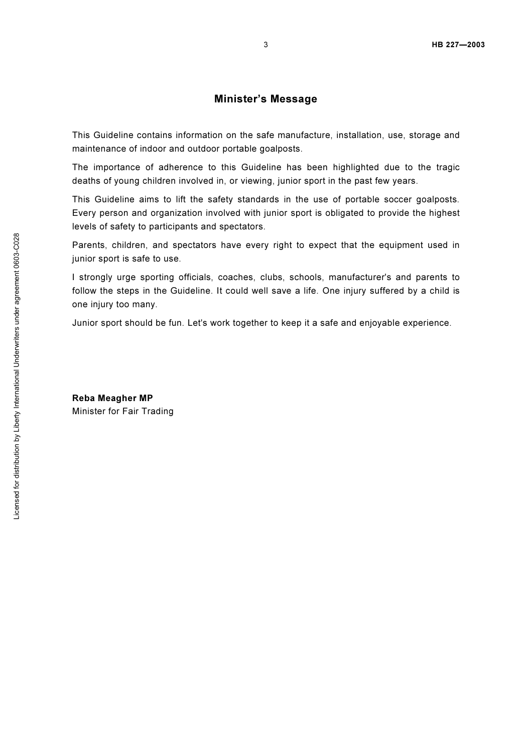## Minister's Message

This Guideline contains information on the safe manufacture, installation, use, storage and maintenance of indoor and outdoor portable goalposts.

The importance of adherence to this Guideline has been highlighted due to the tragic deaths of young children involved in, or viewing, junior sport in the past few years.

This Guideline aims to lift the safety standards in the use of portable soccer goalposts. Every person and organization involved with junior sport is obligated to provide the highest levels of safety to participants and spectators.

Parents, children, and spectators have every right to expect that the equipment used in junior sport is safe to use.

I strongly urge sporting officials, coaches, clubs, schools, manufacturer's and parents to follow the steps in the Guideline. It could well save a life. One injury suffered by a child is one injury too many.

Junior sport should be fun. Let's work together to keep it a safe and enjoyable experience.

**Reba Meagher MP**
Minister for Fair Trading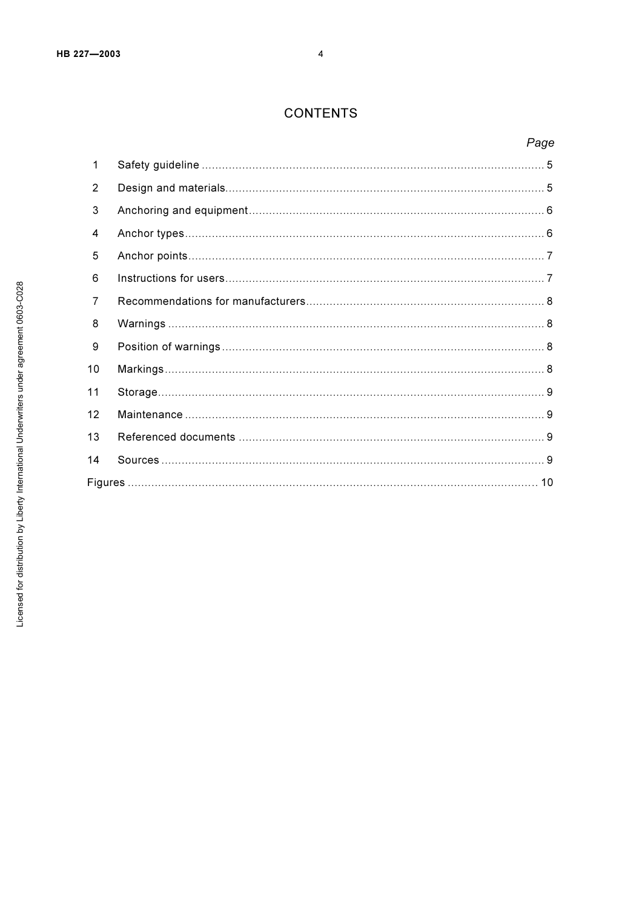# CONTENTS

| | | Page |
|---|---|---|
| 1 | Safety guideline | 5 |
| 2 | Design and materials | 5 |
| 3 | Anchoring and equipment | 6 |
| 4 | Anchor types | 6 |
| 5 | Anchor points | 7 |
| 6 | Instructions for users | 7 |
| 7 | Recommendations for manufacturers | 8 |
| 8 | Warnings | 8 |
| 9 | Position of warnings | 8 |
| 10 | Markings | 8 |
| 11 | Storage | 9 |
| 12 | Maintenance | 9 |
| 13 | Referenced documents | 9 |
| 14 | Sources | 9 |
| Figures | | 10 |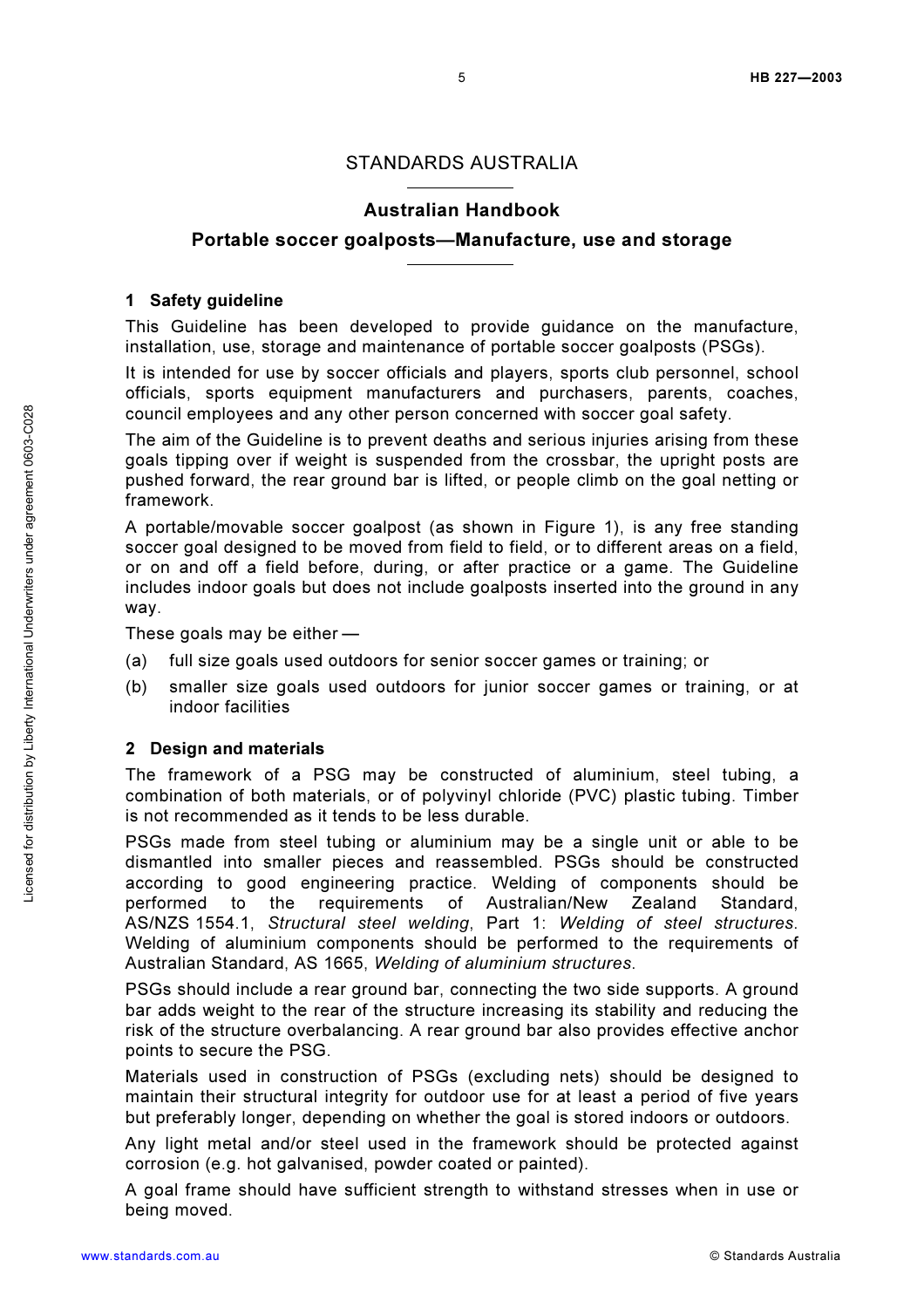STANDARDS AUSTRALIA

# Australian Handbook

## Portable soccer goalposts—Manufacture, use and storage

### 1 Safety guideline

This Guideline has been developed to provide guidance on the manufacture, installation, use, storage and maintenance of portable soccer goalposts (PSGs).

It is intended for use by soccer officials and players, sports club personnel, school officials, sports equipment manufacturers and purchasers, parents, coaches, council employees and any other person concerned with soccer goal safety.

The aim of the Guideline is to prevent deaths and serious injuries arising from these goals tipping over if weight is suspended from the crossbar, the upright posts are pushed forward, the rear ground bar is lifted, or people climb on the goal netting or framework.

A portable/movable soccer goalpost (as shown in Figure 1), is any free standing soccer goal designed to be moved from field to field, or to different areas on a field, or on and off a field before, during, or after practice or a game. The Guideline includes indoor goals but does not include goalposts inserted into the ground in any way.

These goals may be either —

(a) full size goals used outdoors for senior soccer games or training; or

(b) smaller size goals used outdoors for junior soccer games or training, or at indoor facilities

### 2 Design and materials

The framework of a PSG may be constructed of aluminium, steel tubing, a combination of both materials, or of polyvinyl chloride (PVC) plastic tubing. Timber is not recommended as it tends to be less durable.

PSGs made from steel tubing or aluminium may be a single unit or able to be dismantled into smaller pieces and reassembled. PSGs should be constructed according to good engineering practice. Welding of components should be performed to the requirements of Australian/New Zealand Standard, AS/NZS 1554.1, *Structural steel welding*, Part 1: *Welding of steel structures*. Welding of aluminium components should be performed to the requirements of Australian Standard, AS 1665, *Welding of aluminium structures*.

PSGs should include a rear ground bar, connecting the two side supports. A ground bar adds weight to the rear of the structure increasing its stability and reducing the risk of the structure overbalancing. A rear ground bar also provides effective anchor points to secure the PSG.

Materials used in construction of PSGs (excluding nets) should be designed to maintain their structural integrity for outdoor use for at least a period of five years but preferably longer, depending on whether the goal is stored indoors or outdoors.

Any light metal and/or steel used in the framework should be protected against corrosion (e.g. hot galvanised, powder coated or painted).

A goal frame should have sufficient strength to withstand stresses when in use or being moved.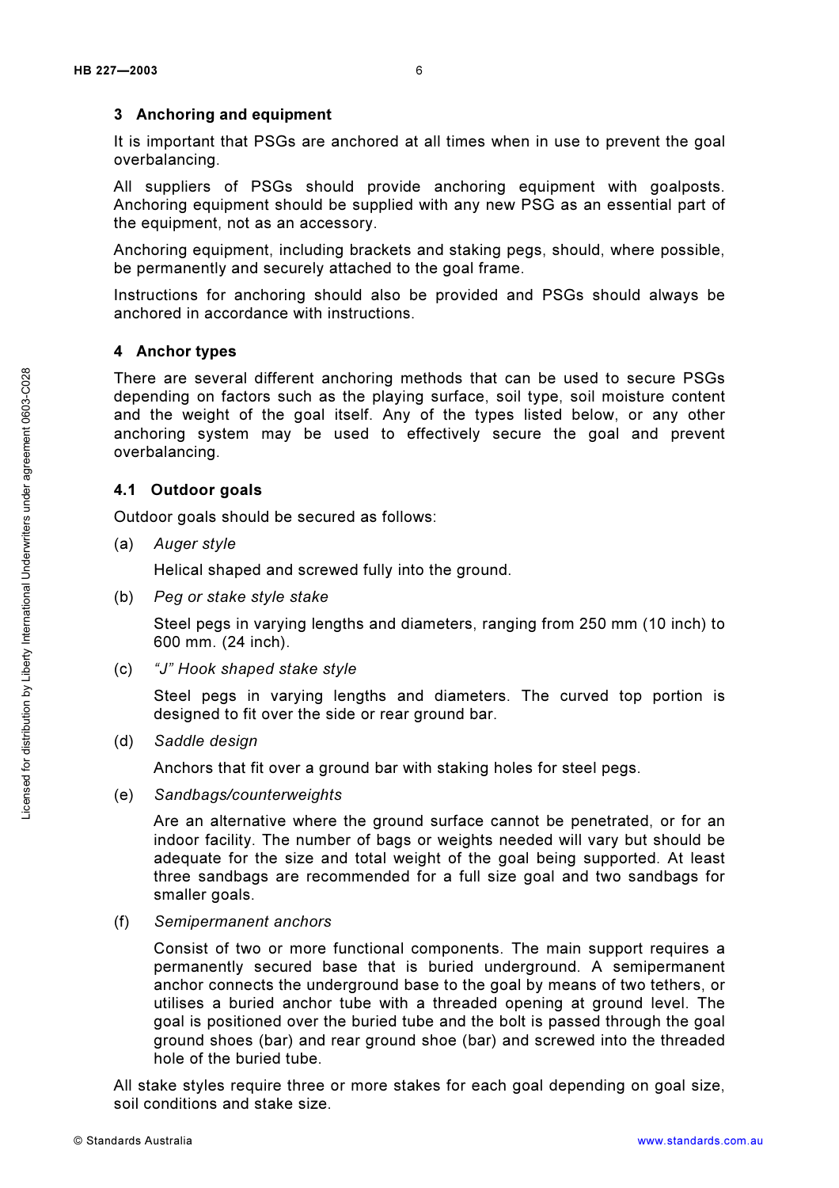## 3 Anchoring and equipment

It is important that PSGs are anchored at all times when in use to prevent the goal overbalancing.

All suppliers of PSGs should provide anchoring equipment with goalposts. Anchoring equipment should be supplied with any new PSG as an essential part of the equipment, not as an accessory.

Anchoring equipment, including brackets and staking pegs, should, where possible, be permanently and securely attached to the goal frame.

Instructions for anchoring should also be provided and PSGs should always be anchored in accordance with instructions.

## 4 Anchor types

There are several different anchoring methods that can be used to secure PSGs depending on factors such as the playing surface, soil type, soil moisture content and the weight of the goal itself. Any of the types listed below, or any other anchoring system may be used to effectively secure the goal and prevent overbalancing.

### 4.1 Outdoor goals

Outdoor goals should be secured as follows:

(a) *Auger style*

Helical shaped and screwed fully into the ground.

(b) *Peg or stake style stake*

Steel pegs in varying lengths and diameters, ranging from 250 mm (10 inch) to 600 mm. (24 inch).

(c) *"J" Hook shaped stake style*

Steel pegs in varying lengths and diameters. The curved top portion is designed to fit over the side or rear ground bar.

(d) *Saddle design*

Anchors that fit over a ground bar with staking holes for steel pegs.

(e) *Sandbags/counterweights*

Are an alternative where the ground surface cannot be penetrated, or for an indoor facility. The number of bags or weights needed will vary but should be adequate for the size and total weight of the goal being supported. At least three sandbags are recommended for a full size goal and two sandbags for smaller goals.

(f) *Semipermanent anchors*

Consist of two or more functional components. The main support requires a permanently secured base that is buried underground. A semipermanent anchor connects the underground base to the goal by means of two tethers, or utilises a buried anchor tube with a threaded opening at ground level. The goal is positioned over the buried tube and the bolt is passed through the goal ground shoes (bar) and rear ground shoe (bar) and screwed into the threaded hole of the buried tube.

All stake styles require three or more stakes for each goal depending on goal size, soil conditions and stake size.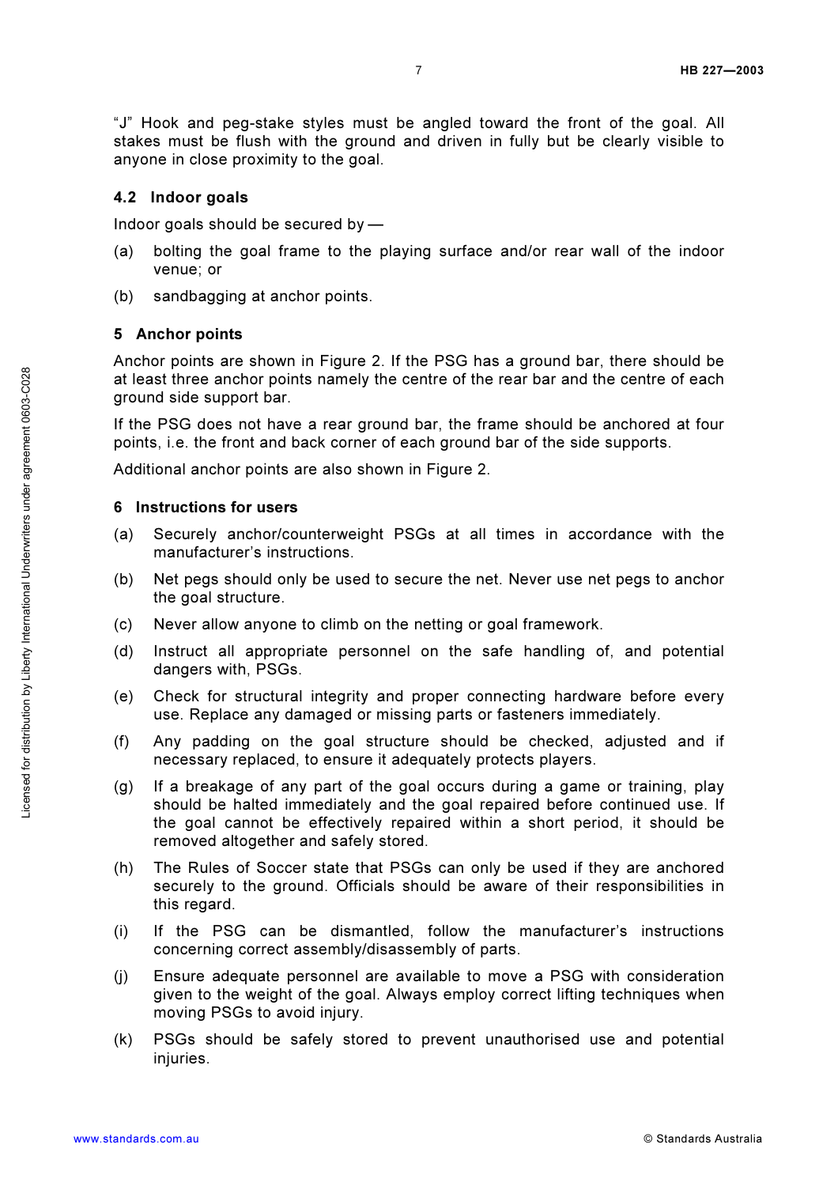"J" Hook and peg-stake styles must be angled toward the front of the goal. All stakes must be flush with the ground and driven in fully but be clearly visible to anyone in close proximity to the goal.

### 4.2 Indoor goals

Indoor goals should be secured by —

(a) bolting the goal frame to the playing surface and/or rear wall of the indoor venue; or

(b) sandbagging at anchor points.

## 5 Anchor points

Anchor points are shown in Figure 2. If the PSG has a ground bar, there should be at least three anchor points namely the centre of the rear bar and the centre of each ground side support bar.

If the PSG does not have a rear ground bar, the frame should be anchored at four points, i.e. the front and back corner of each ground bar of the side supports.

Additional anchor points are also shown in Figure 2.

## 6 Instructions for users

(a) Securely anchor/counterweight PSGs at all times in accordance with the manufacturer's instructions.

(b) Net pegs should only be used to secure the net. Never use net pegs to anchor the goal structure.

(c) Never allow anyone to climb on the netting or goal framework.

(d) Instruct all appropriate personnel on the safe handling of, and potential dangers with, PSGs.

(e) Check for structural integrity and proper connecting hardware before every use. Replace any damaged or missing parts or fasteners immediately.

(f) Any padding on the goal structure should be checked, adjusted and if necessary replaced, to ensure it adequately protects players.

(g) If a breakage of any part of the goal occurs during a game or training, play should be halted immediately and the goal repaired before continued use. If the goal cannot be effectively repaired within a short period, it should be removed altogether and safely stored.

(h) The Rules of Soccer state that PSGs can only be used if they are anchored securely to the ground. Officials should be aware of their responsibilities in this regard.

(i) If the PSG can be dismantled, follow the manufacturer's instructions concerning correct assembly/disassembly of parts.

(j) Ensure adequate personnel are available to move a PSG with consideration given to the weight of the goal. Always employ correct lifting techniques when moving PSGs to avoid injury.

(k) PSGs should be safely stored to prevent unauthorised use and potential injuries.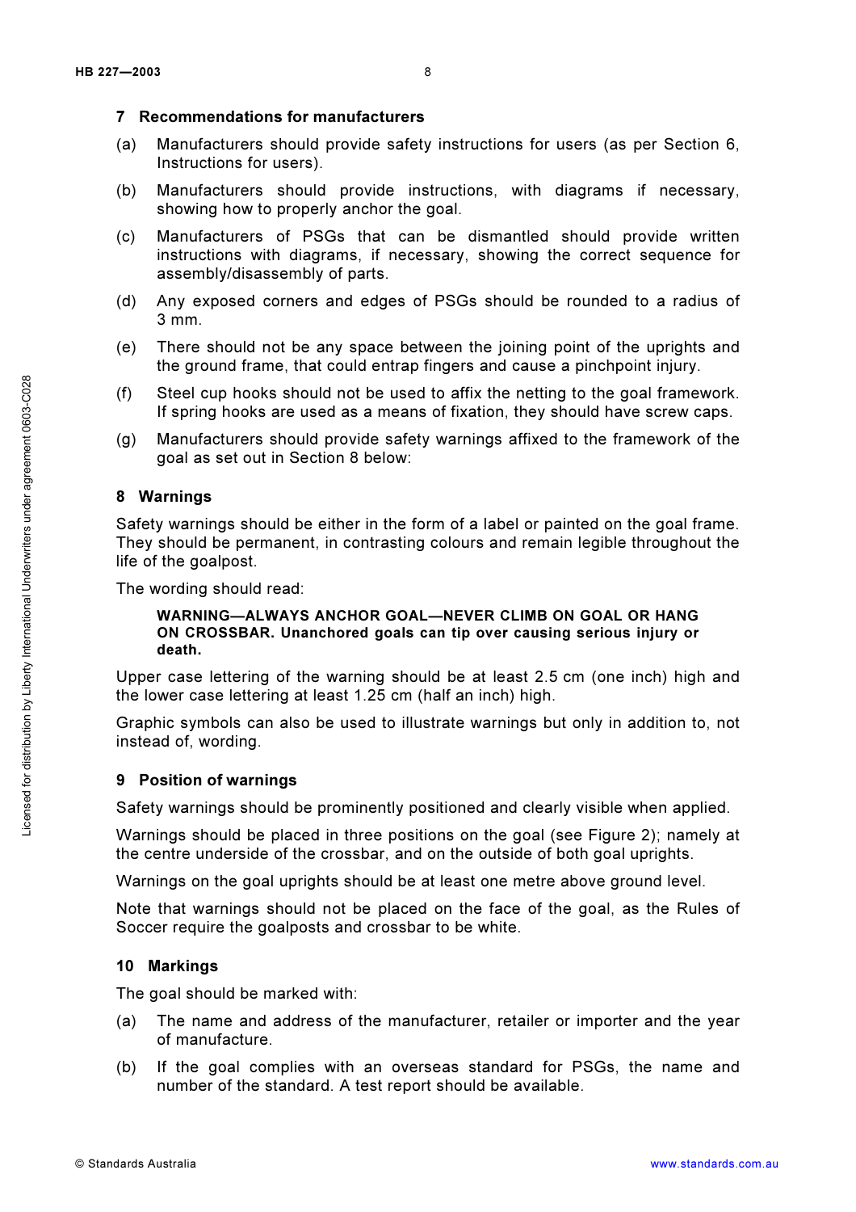## 7 Recommendations for manufacturers

(a) Manufacturers should provide safety instructions for users (as per Section 6, Instructions for users).

(b) Manufacturers should provide instructions, with diagrams if necessary, showing how to properly anchor the goal.

(c) Manufacturers of PSGs that can be dismantled should provide written instructions with diagrams, if necessary, showing the correct sequence for assembly/disassembly of parts.

(d) Any exposed corners and edges of PSGs should be rounded to a radius of 3 mm.

(e) There should not be any space between the joining point of the uprights and the ground frame, that could entrap fingers and cause a pinchpoint injury.

(f) Steel cup hooks should not be used to affix the netting to the goal framework. If spring hooks are used as a means of fixation, they should have screw caps.

(g) Manufacturers should provide safety warnings affixed to the framework of the goal as set out in Section 8 below:

## 8 Warnings

Safety warnings should be either in the form of a label or painted on the goal frame. They should be permanent, in contrasting colours and remain legible throughout the life of the goalpost.

The wording should read:

> **WARNING—ALWAYS ANCHOR GOAL—NEVER CLIMB ON GOAL OR HANG ON CROSSBAR. Unanchored goals can tip over causing serious injury or death.**

Upper case lettering of the warning should be at least 2.5 cm (one inch) high and the lower case lettering at least 1.25 cm (half an inch) high.

Graphic symbols can also be used to illustrate warnings but only in addition to, not instead of, wording.

## 9 Position of warnings

Safety warnings should be prominently positioned and clearly visible when applied.

Warnings should be placed in three positions on the goal (see Figure 2); namely at the centre underside of the crossbar, and on the outside of both goal uprights.

Warnings on the goal uprights should be at least one metre above ground level.

Note that warnings should not be placed on the face of the goal, as the Rules of Soccer require the goalposts and crossbar to be white.

## 10 Markings

The goal should be marked with:

(a) The name and address of the manufacturer, retailer or importer and the year of manufacture.

(b) If the goal complies with an overseas standard for PSGs, the name and number of the standard. A test report should be available.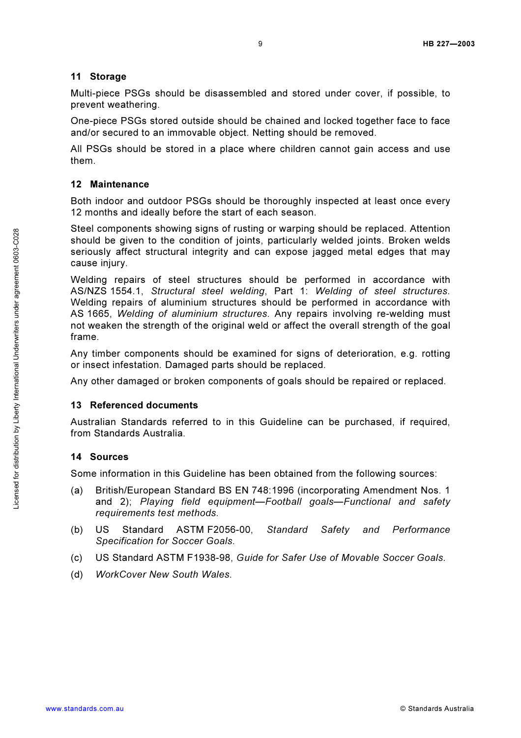## 11 Storage

Multi-piece PSGs should be disassembled and stored under cover, if possible, to prevent weathering.

One-piece PSGs stored outside should be chained and locked together face to face and/or secured to an immovable object. Netting should be removed.

All PSGs should be stored in a place where children cannot gain access and use them.

## 12 Maintenance

Both indoor and outdoor PSGs should be thoroughly inspected at least once every 12 months and ideally before the start of each season.

Steel components showing signs of rusting or warping should be replaced. Attention should be given to the condition of joints, particularly welded joints. Broken welds seriously affect structural integrity and can expose jagged metal edges that may cause injury.

Welding repairs of steel structures should be performed in accordance with AS/NZS 1554.1, *Structural steel welding*, Part 1: *Welding of steel structures*. Welding repairs of aluminium structures should be performed in accordance with AS 1665, *Welding of aluminium structures*. Any repairs involving re-welding must not weaken the strength of the original weld or affect the overall strength of the goal frame.

Any timber components should be examined for signs of deterioration, e.g. rotting or insect infestation. Damaged parts should be replaced.

Any other damaged or broken components of goals should be repaired or replaced.

## 13 Referenced documents

Australian Standards referred to in this Guideline can be purchased, if required, from Standards Australia.

## 14 Sources

Some information in this Guideline has been obtained from the following sources:

(a) British/European Standard BS EN 748:1996 (incorporating Amendment Nos. 1 and 2); *Playing field equipment—Football goals—Functional and safety requirements test methods*.

(b) US Standard ASTM F2056-00, *Standard Safety and Performance Specification for Soccer Goals*.

(c) US Standard ASTM F1938-98, *Guide for Safer Use of Movable Soccer Goals*.

(d) *WorkCover New South Wales*.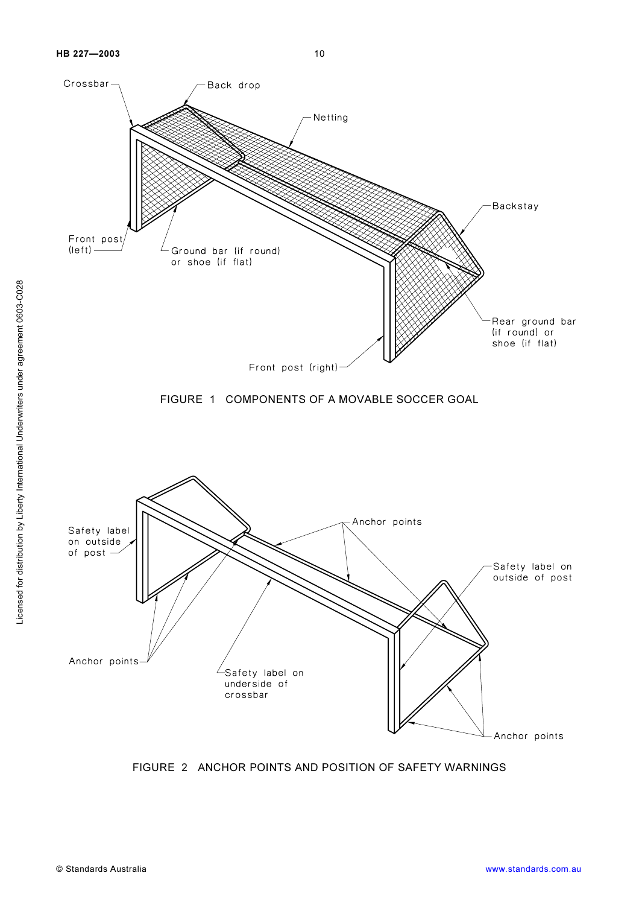FIGURE 1 COMPONENTS OF A MOVABLE SOCCER GOAL

FIGURE 2 ANCHOR POINTS AND POSITION OF SAFETY WARNINGS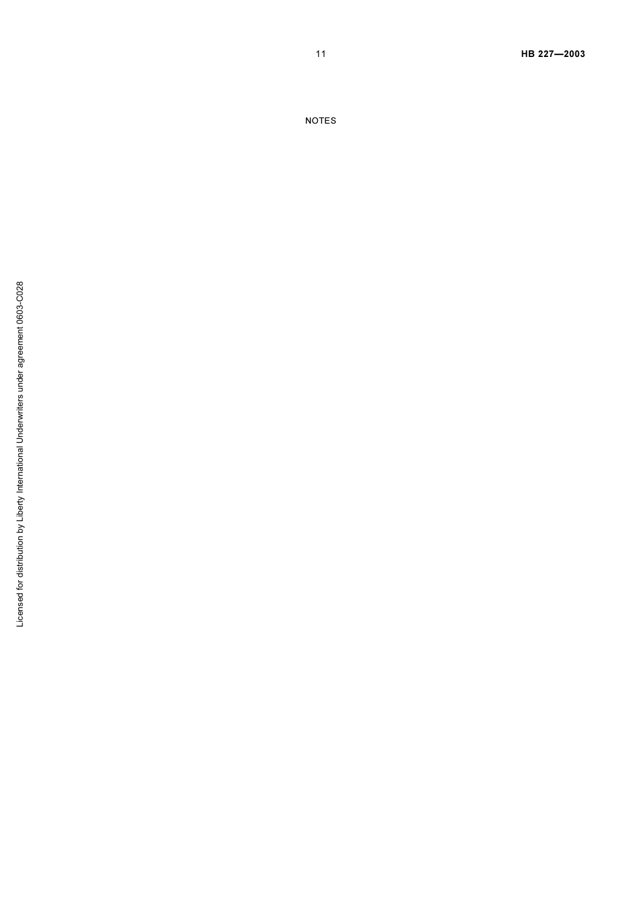NOTES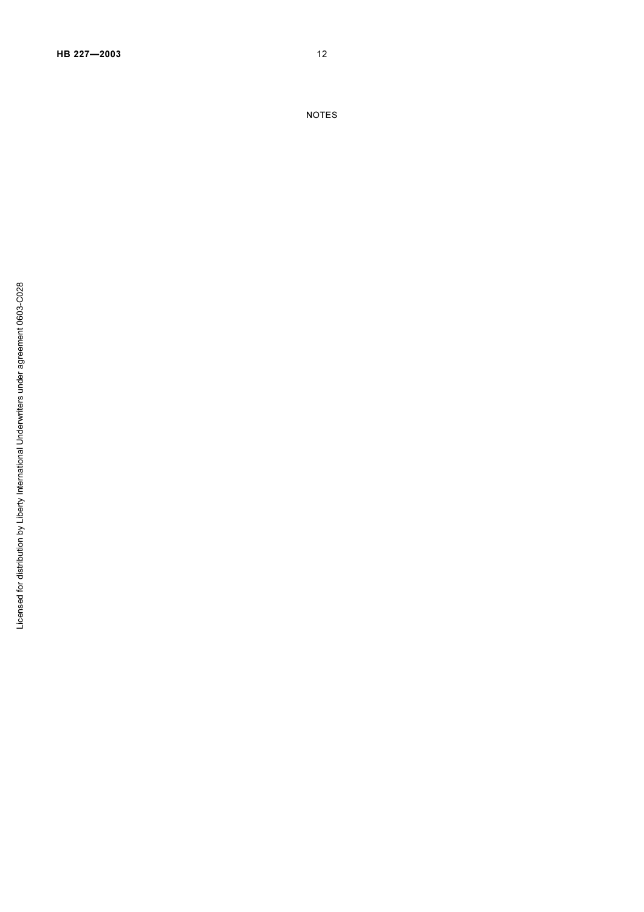NOTES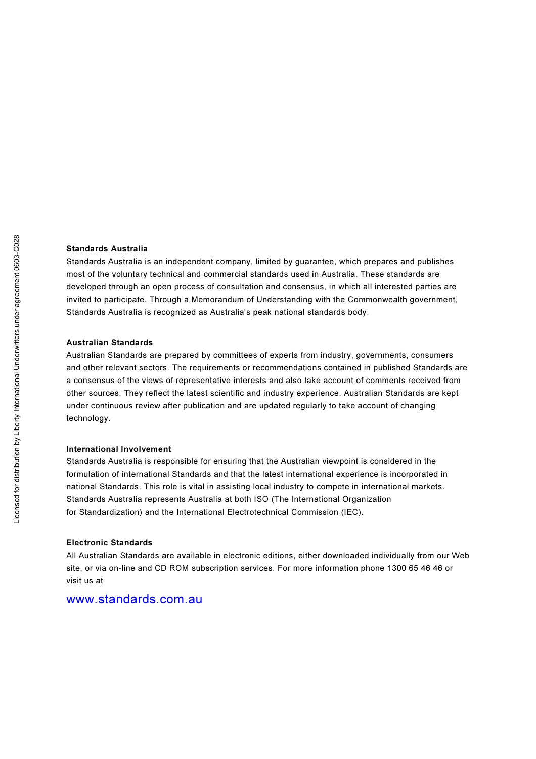**Standards Australia**

Standards Australia is an independent company, limited by guarantee, which prepares and publishes most of the voluntary technical and commercial standards used in Australia. These standards are developed through an open process of consultation and consensus, in which all interested parties are invited to participate. Through a Memorandum of Understanding with the Commonwealth government, Standards Australia is recognized as Australia's peak national standards body.

**Australian Standards**

Australian Standards are prepared by committees of experts from industry, governments, consumers and other relevant sectors. The requirements or recommendations contained in published Standards are a consensus of the views of representative interests and also take account of comments received from other sources. They reflect the latest scientific and industry experience. Australian Standards are kept under continuous review after publication and are updated regularly to take account of changing technology.

**International Involvement**

Standards Australia is responsible for ensuring that the Australian viewpoint is considered in the formulation of international Standards and that the latest international experience is incorporated in national Standards. This role is vital in assisting local industry to compete in international markets. Standards Australia represents Australia at both ISO (The International Organization for Standardization) and the International Electrotechnical Commission (IEC).

**Electronic Standards**

All Australian Standards are available in electronic editions, either downloaded individually from our Web site, or via on-line and CD ROM subscription services. For more information phone 1300 65 46 46 or visit us at

www.standards.com.au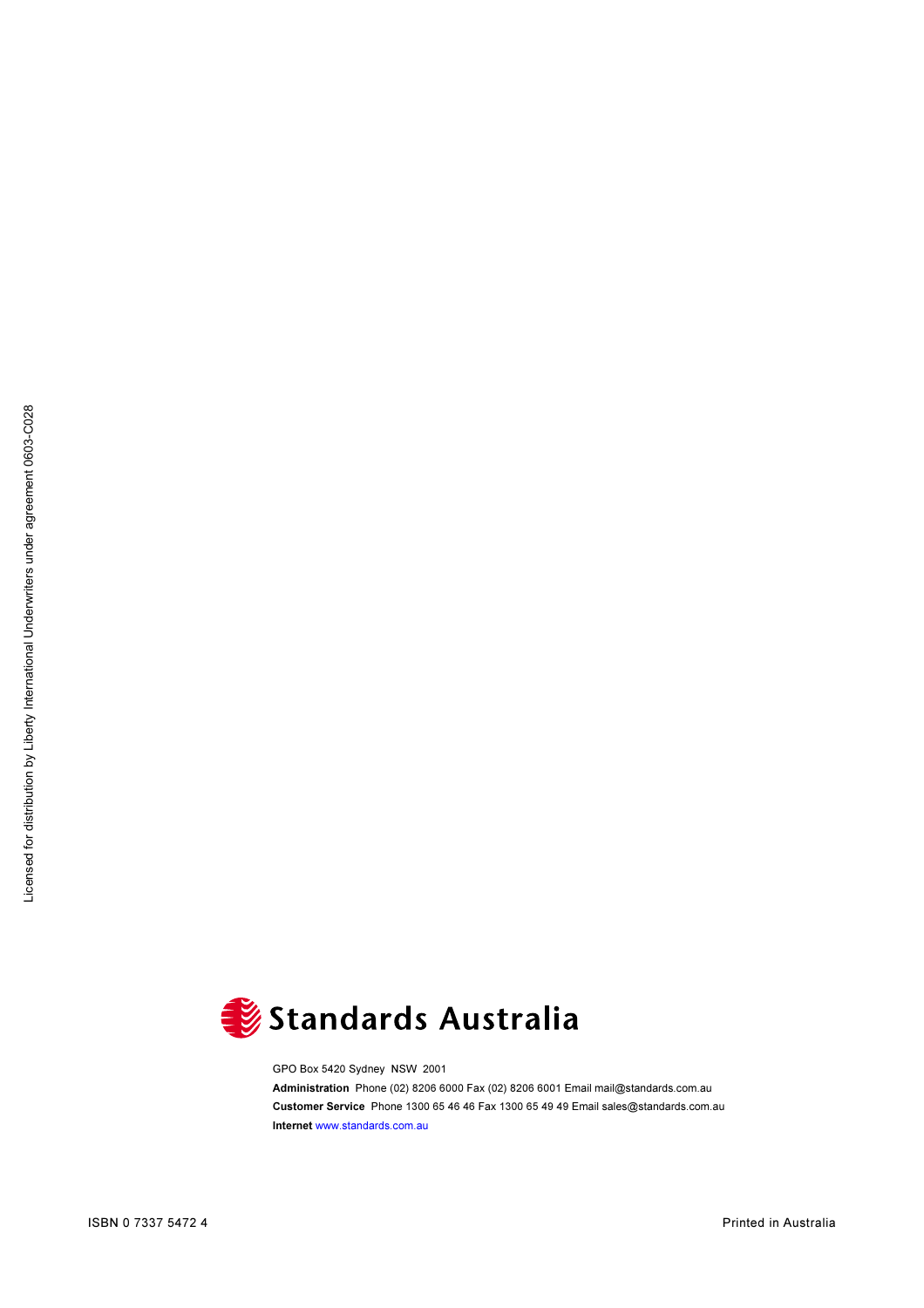Licensed for distribution by Liberty International Underwriters under agreement 0603-C028

Standards Australia

GPO Box 5420 Sydney NSW 2001

**Administration** Phone (02) 8206 6000 Fax (02) 8206 6001 Email mail@standards.com.au

**Customer Service** Phone 1300 65 46 46 Fax 1300 65 49 49 Email sales@standards.com.au

**Internet** www.standards.com.au

ISBN 0 7337 5472 4

Printed in Australia